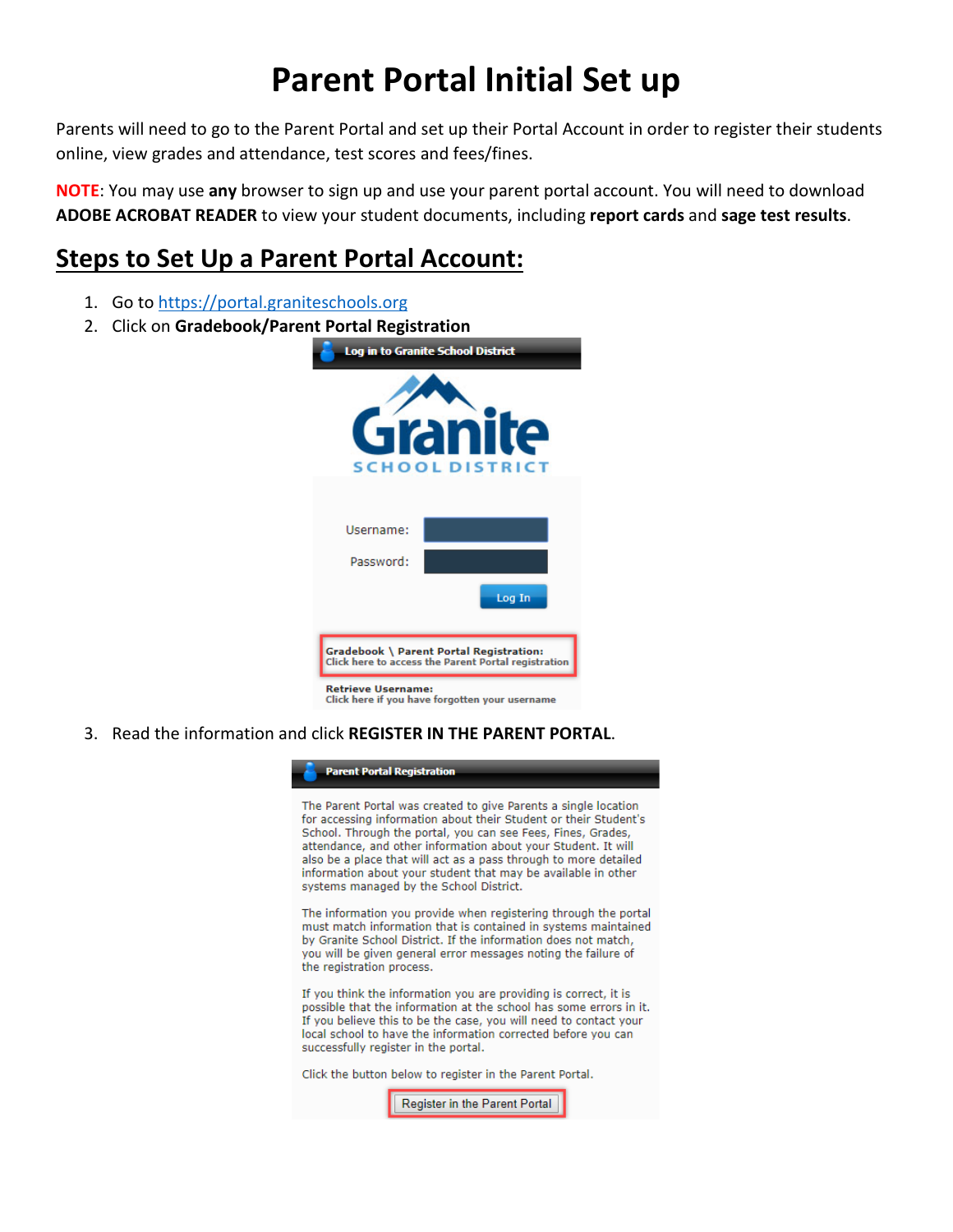# Parent Portal Initial Set up

Parents will need to go to the Parent Portal and set up their Portal Account in order to register their students online, view grades and attendance, test scores and fees/fines.

**NOTE**: You may use **any** browser to sign up and use your parent portal account. You will need to download **ADOBE ACROBAT READER** to view your student documents, including **report cards** and **sage test results**.

## Steps to Set Up a Parent Portal Account:

1. Go to https://portal.graniteschools.org
2. Click on **Gradebook/Parent Portal Registration**
3. Read the information and click **REGISTER IN THE PARENT PORTAL**.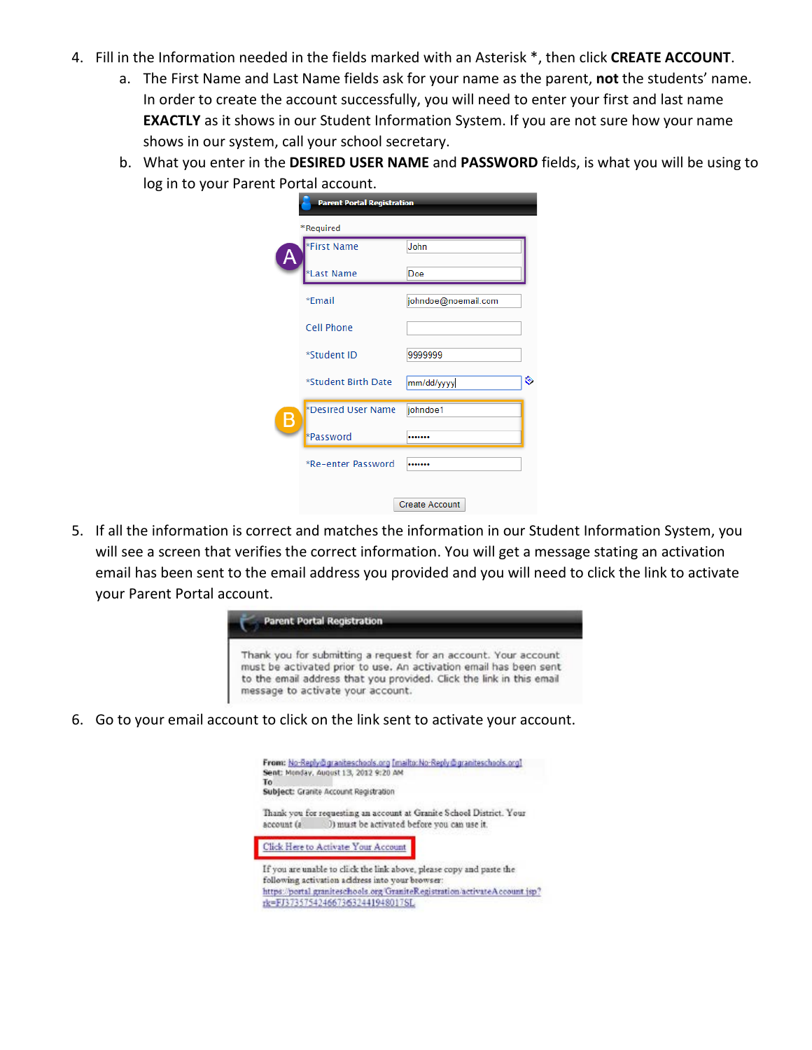4. Fill in the Information needed in the fields marked with an Asterisk *, then click **CREATE ACCOUNT**.
   a. The First Name and Last Name fields ask for your name as the parent, **not** the students' name. In order to create the account successfully, you will need to enter your first and last name **EXACTLY** as it shows in our Student Information System. If you are not sure how your name shows in our system, call your school secretary.
   b. What you enter in the **DESIRED USER NAME** and **PASSWORD** fields, is what you will be using to log in to your Parent Portal account.

Parent Portal Registration

*Required

A
*First Name John
*Last Name Doe

*Email johndoe@noemail.com
Cell Phone
*Student ID 9999999
*Student Birth Date mm/dd/yyyy

B
*Desired User Name johndoe1
*Password •••••••

*Re-enter Password •••••••

Create Account

5. If all the information is correct and matches the information in our Student Information System, you will see a screen that verifies the correct information. You will get a message stating an activation email has been sent to the email address you provided and you will need to click the link to activate your Parent Portal account.

Parent Portal Registration

Thank you for submitting a request for an account. Your account must be activated prior to use. An activation email has been sent to the email address that you provided. Click the link in this email message to activate your account.

6. Go to your email account to click on the link sent to activate your account.

**From:** No-Reply@graniteschools.org [mailto:No-Reply@graniteschools.org]
**Sent:** Monday, August 13, 2012 9:20 AM
**To**
**Subject:** Granite Account Registration

Thank you for requesting an account at Granite School District. Your account ( ) must be activated before you can use it.

Click Here to Activate Your Account

If you are unable to click the link above, please copy and paste the following activation address into your browser:
https://portal.graniteschools.org/GraniteRegistration/activateAccount.jsp?rk=FJ37357542466736324419480175L